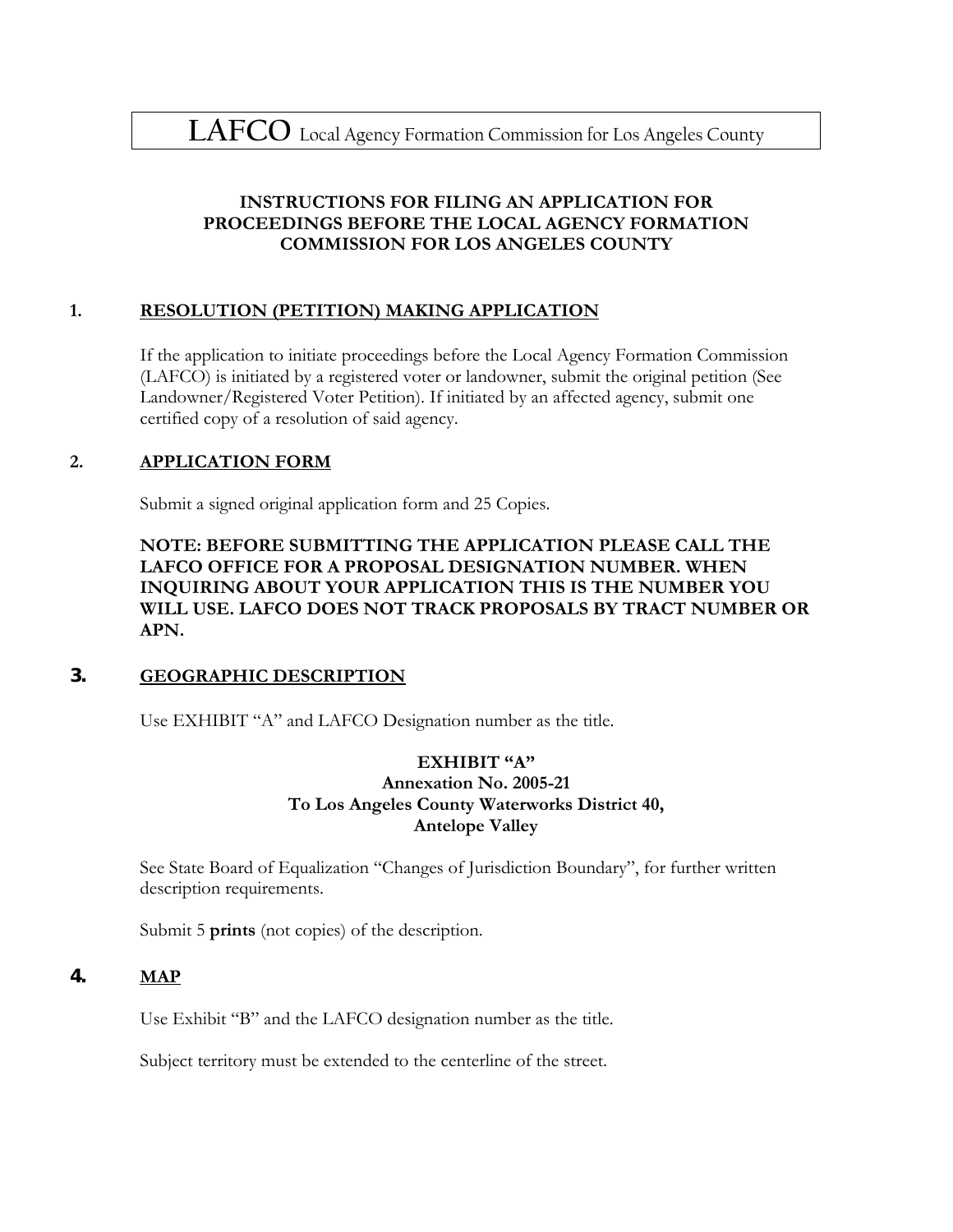# LAFCO Local Agency Formation Commission for Los Angeles County

**INSTRUCTIONS FOR FILING AN APPLICATION FOR PROCEEDINGS BEFORE THE LOCAL AGENCY FORMATION COMMISSION FOR LOS ANGELES COUNTY**

## 1. RESOLUTION (PETITION) MAKING APPLICATION

If the application to initiate proceedings before the Local Agency Formation Commission (LAFCO) is initiated by a registered voter or landowner, submit the original petition (See Landowner/Registered Voter Petition). If initiated by an affected agency, submit one certified copy of a resolution of said agency.

## 2. APPLICATION FORM

Submit a signed original application form and 25 Copies.

**NOTE: BEFORE SUBMITTING THE APPLICATION PLEASE CALL THE LAFCO OFFICE FOR A PROPOSAL DESIGNATION NUMBER. WHEN INQUIRING ABOUT YOUR APPLICATION THIS IS THE NUMBER YOU WILL USE. LAFCO DOES NOT TRACK PROPOSALS BY TRACT NUMBER OR APN.**

## 3. GEOGRAPHIC DESCRIPTION

Use EXHIBIT "A" and LAFCO Designation number as the title.

**EXHIBIT "A"**
**Annexation No. 2005-21**
**To Los Angeles County Waterworks District 40,**
**Antelope Valley**

See State Board of Equalization "Changes of Jurisdiction Boundary", for further written description requirements.

Submit 5 **prints** (not copies) of the description.

## 4. MAP

Use Exhibit "B" and the LAFCO designation number as the title.

Subject territory must be extended to the centerline of the street.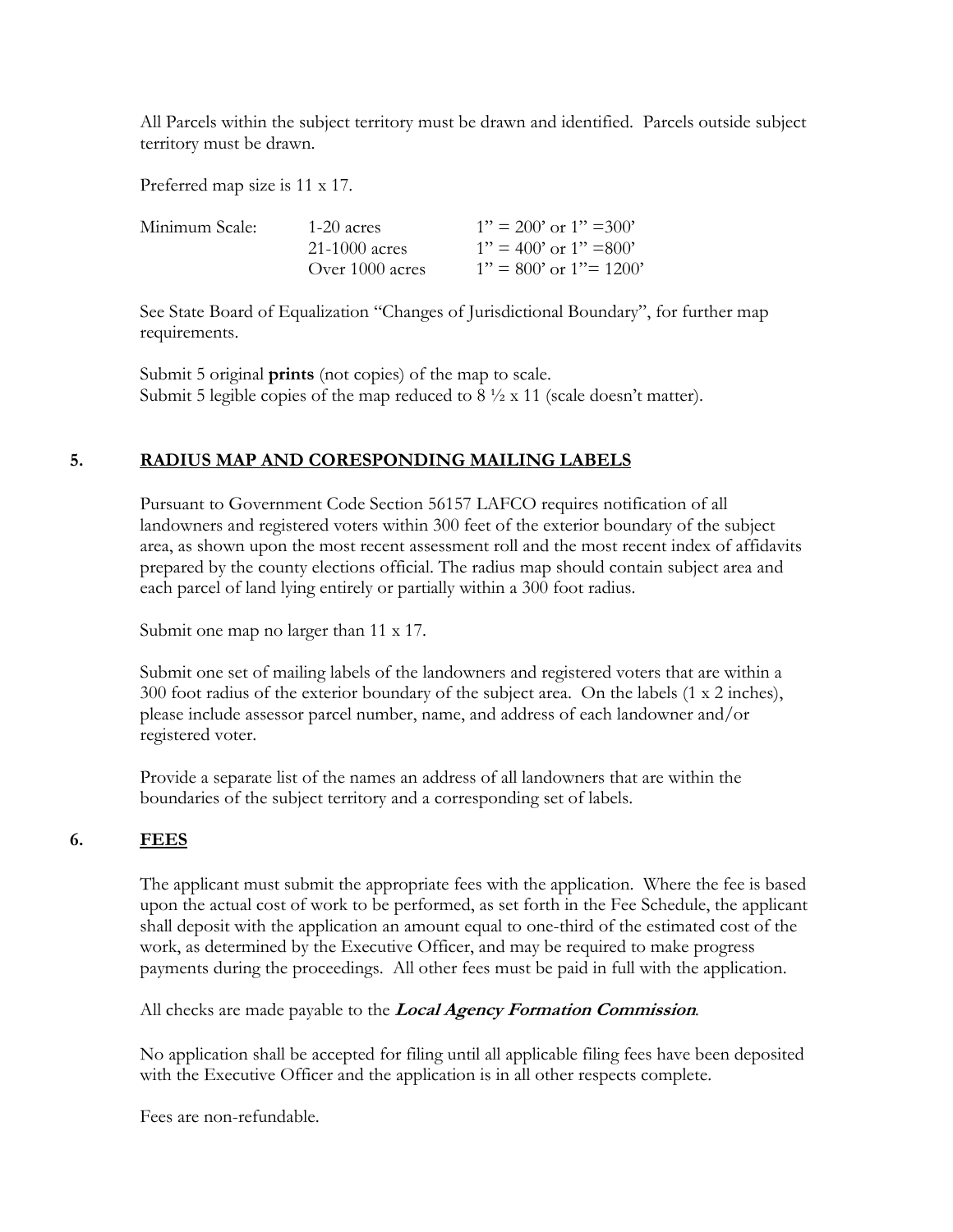All Parcels within the subject territory must be drawn and identified. Parcels outside subject territory must be drawn.

Preferred map size is 11 x 17.

| Minimum Scale: | 1-20 acres | 1" = 200' or 1" =300' |
|---|---|---|
| | 21-1000 acres | 1" = 400' or 1" =800' |
| | Over 1000 acres | 1" = 800' or 1"= 1200' |

See State Board of Equalization "Changes of Jurisdictional Boundary", for further map requirements.

Submit 5 original **prints** (not copies) of the map to scale.
Submit 5 legible copies of the map reduced to 8 ½ x 11 (scale doesn't matter).

## 5. RADIUS MAP AND CORESPONDING MAILING LABELS

Pursuant to Government Code Section 56157 LAFCO requires notification of all landowners and registered voters within 300 feet of the exterior boundary of the subject area, as shown upon the most recent assessment roll and the most recent index of affidavits prepared by the county elections official. The radius map should contain subject area and each parcel of land lying entirely or partially within a 300 foot radius.

Submit one map no larger than 11 x 17.

Submit one set of mailing labels of the landowners and registered voters that are within a 300 foot radius of the exterior boundary of the subject area. On the labels (1 x 2 inches), please include assessor parcel number, name, and address of each landowner and/or registered voter.

Provide a separate list of the names an address of all landowners that are within the boundaries of the subject territory and a corresponding set of labels.

## 6. FEES

The applicant must submit the appropriate fees with the application. Where the fee is based upon the actual cost of work to be performed, as set forth in the Fee Schedule, the applicant shall deposit with the application an amount equal to one-third of the estimated cost of the work, as determined by the Executive Officer, and may be required to make progress payments during the proceedings. All other fees must be paid in full with the application.

All checks are made payable to the ***Local Agency Formation Commission***.

No application shall be accepted for filing until all applicable filing fees have been deposited with the Executive Officer and the application is in all other respects complete.

Fees are non-refundable.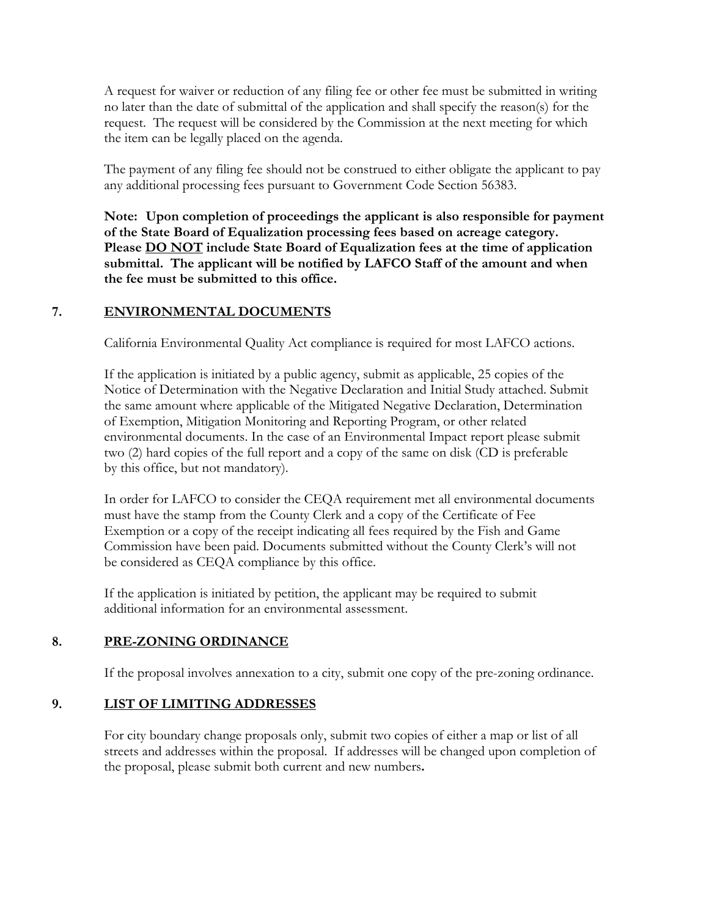A request for waiver or reduction of any filing fee or other fee must be submitted in writing no later than the date of submittal of the application and shall specify the reason(s) for the request. The request will be considered by the Commission at the next meeting for which the item can be legally placed on the agenda.

The payment of any filing fee should not be construed to either obligate the applicant to pay any additional processing fees pursuant to Government Code Section 56383.

**Note: Upon completion of proceedings the applicant is also responsible for payment of the State Board of Equalization processing fees based on acreage category. Please <u>DO NOT</u> include State Board of Equalization fees at the time of application submittal. The applicant will be notified by LAFCO Staff of the amount and when the fee must be submitted to this office.**

## 7. <u>ENVIRONMENTAL DOCUMENTS</u>

California Environmental Quality Act compliance is required for most LAFCO actions.

If the application is initiated by a public agency, submit as applicable, 25 copies of the Notice of Determination with the Negative Declaration and Initial Study attached. Submit the same amount where applicable of the Mitigated Negative Declaration, Determination of Exemption, Mitigation Monitoring and Reporting Program, or other related environmental documents. In the case of an Environmental Impact report please submit two (2) hard copies of the full report and a copy of the same on disk (CD is preferable by this office, but not mandatory).

In order for LAFCO to consider the CEQA requirement met all environmental documents must have the stamp from the County Clerk and a copy of the Certificate of Fee Exemption or a copy of the receipt indicating all fees required by the Fish and Game Commission have been paid. Documents submitted without the County Clerk's will not be considered as CEQA compliance by this office.

If the application is initiated by petition, the applicant may be required to submit additional information for an environmental assessment.

## 8. <u>PRE-ZONING ORDINANCE</u>

If the proposal involves annexation to a city, submit one copy of the pre-zoning ordinance.

## 9. <u>LIST OF LIMITING ADDRESSES</u>

For city boundary change proposals only, submit two copies of either a map or list of all streets and addresses within the proposal. If addresses will be changed upon completion of the proposal, please submit both current and new numbers.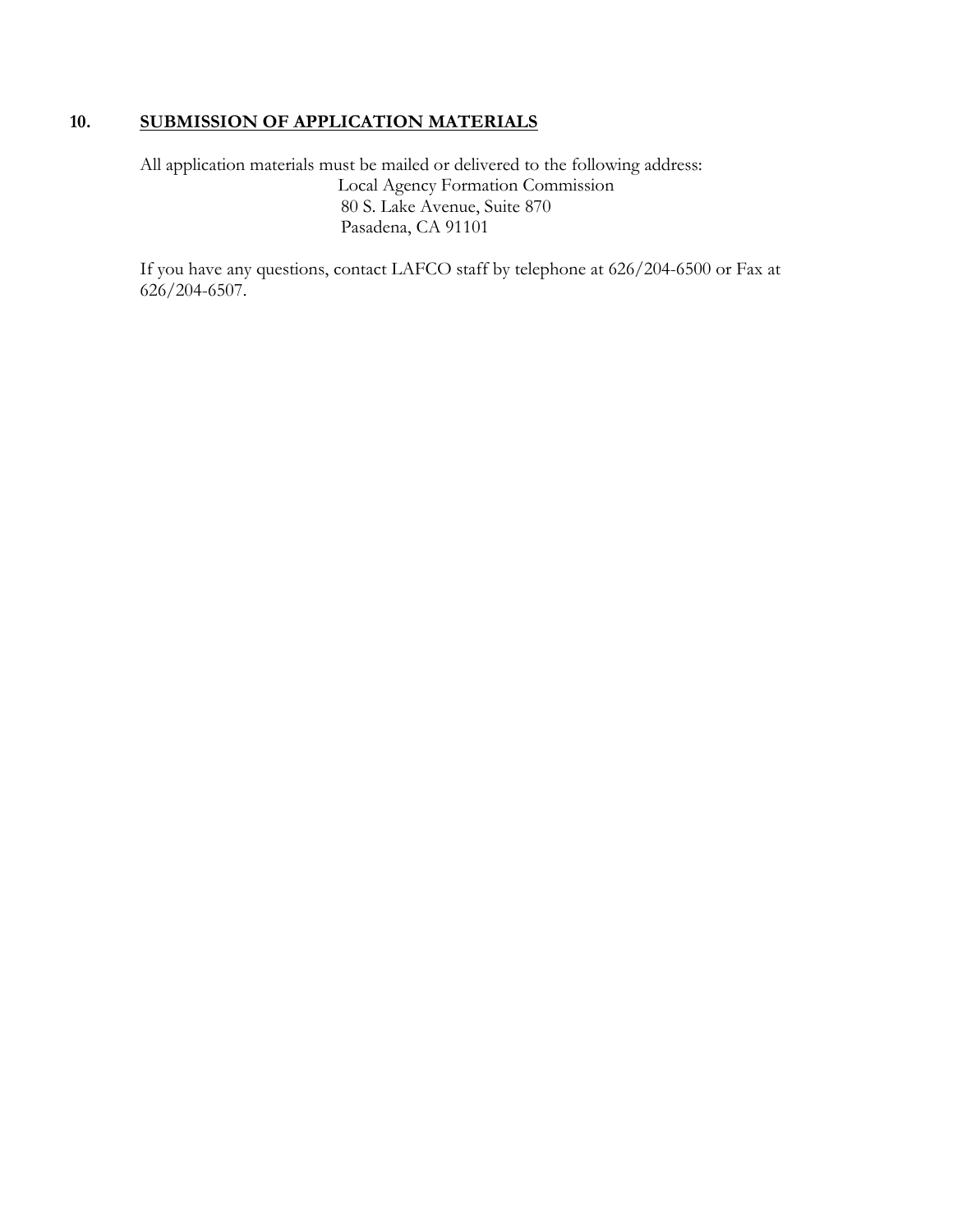## 10. SUBMISSION OF APPLICATION MATERIALS

All application materials must be mailed or delivered to the following address:

Local Agency Formation Commission
80 S. Lake Avenue, Suite 870
Pasadena, CA 91101

If you have any questions, contact LAFCO staff by telephone at 626/204-6500 or Fax at 626/204-6507.